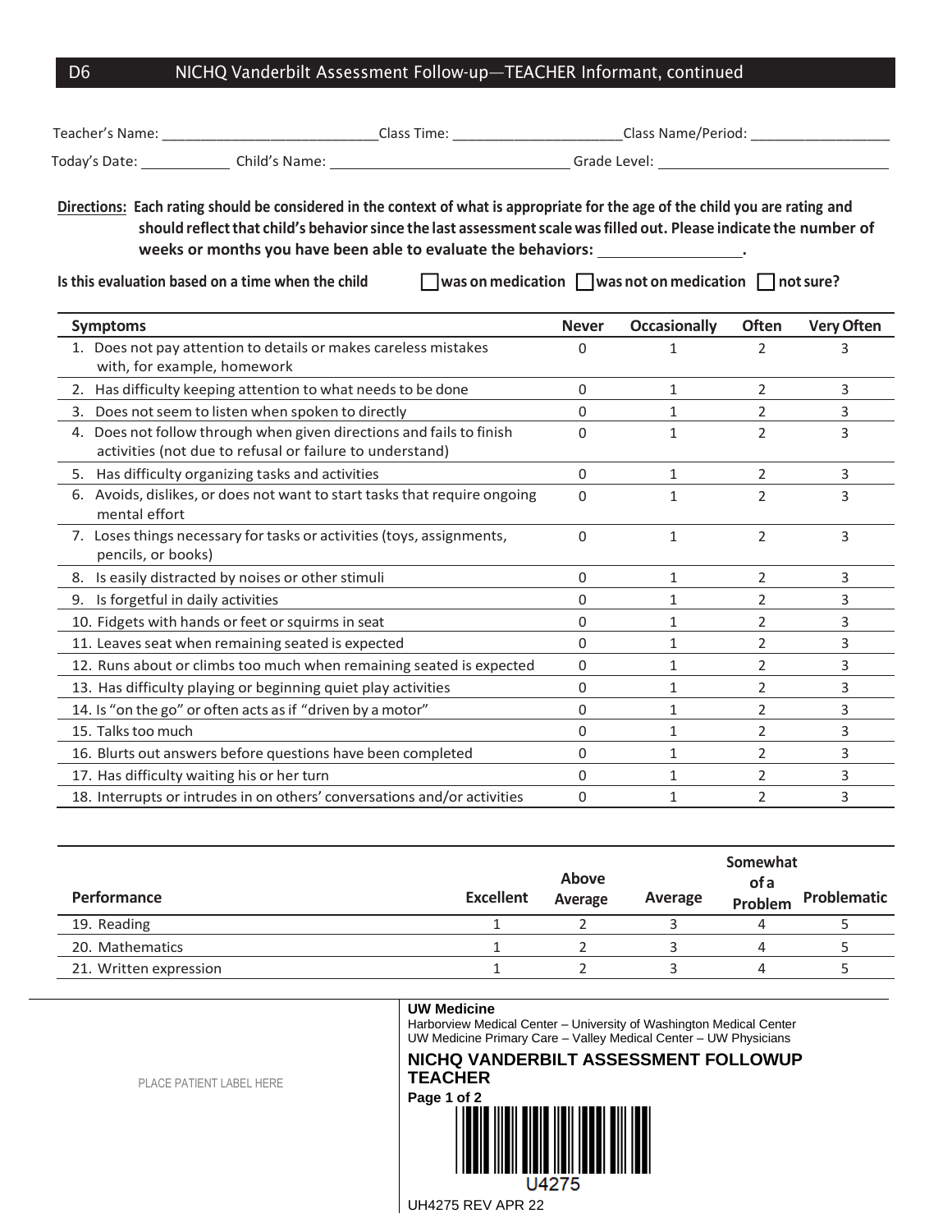## D6 NICHQ Vanderbilt Assessment Follow-up—TEACHER Informant, continued

Teacher's Name: ___________________________ Class Time: _____________________ Class Name/Period: __________________

Today's Date: ___________ Child's Name: ______________________________ Grade Level: ______________________________

**Directions:** Each rating should be considered in the context of what is appropriate for the age of the child you are rating and should reflect that child's behavior since the last assessment scale was filled out. Please indicate the number of weeks or months you have been able to evaluate the behaviors: _________________.

**Is this evaluation based on a time when the child** ☐ **was on medication** ☐ **was not on medication** ☐ **not sure?**

| Symptoms | Never | Occasionally | Often | Very Often |
|---|---|---|---|---|
| 1. Does not pay attention to details or makes careless mistakes with, for example, homework | 0 | 1 | 2 | 3 |
| 2. Has difficulty keeping attention to what needs to be done | 0 | 1 | 2 | 3 |
| 3. Does not seem to listen when spoken to directly | 0 | 1 | 2 | 3 |
| 4. Does not follow through when given directions and fails to finish activities (not due to refusal or failure to understand) | 0 | 1 | 2 | 3 |
| 5. Has difficulty organizing tasks and activities | 0 | 1 | 2 | 3 |
| 6. Avoids, dislikes, or does not want to start tasks that require ongoing mental effort | 0 | 1 | 2 | 3 |
| 7. Loses things necessary for tasks or activities (toys, assignments, pencils, or books) | 0 | 1 | 2 | 3 |
| 8. Is easily distracted by noises or other stimuli | 0 | 1 | 2 | 3 |
| 9. Is forgetful in daily activities | 0 | 1 | 2 | 3 |
| 10. Fidgets with hands or feet or squirms in seat | 0 | 1 | 2 | 3 |
| 11. Leaves seat when remaining seated is expected | 0 | 1 | 2 | 3 |
| 12. Runs about or climbs too much when remaining seated is expected | 0 | 1 | 2 | 3 |
| 13. Has difficulty playing or beginning quiet play activities | 0 | 1 | 2 | 3 |
| 14. Is "on the go" or often acts as if "driven by a motor" | 0 | 1 | 2 | 3 |
| 15. Talks too much | 0 | 1 | 2 | 3 |
| 16. Blurts out answers before questions have been completed | 0 | 1 | 2 | 3 |
| 17. Has difficulty waiting his or her turn | 0 | 1 | 2 | 3 |
| 18. Interrupts or intrudes in on others' conversations and/or activities | 0 | 1 | 2 | 3 |

| Performance | Excellent | Above Average | Average | Somewhat of a Problem | Problematic |
|---|---|---|---|---|---|
| 19. Reading | 1 | 2 | 3 | 4 | 5 |
| 20. Mathematics | 1 | 2 | 3 | 4 | 5 |
| 21. Written expression | 1 | 2 | 3 | 4 | 5 |

PLACE PATIENT LABEL HERE

**UW Medicine**
Harborview Medical Center – University of Washington Medical Center
UW Medicine Primary Care – Valley Medical Center – UW Physicians

**NICHQ VANDERBILT ASSESSMENT FOLLOWUP TEACHER**

U4275

UH4275 REV APR 22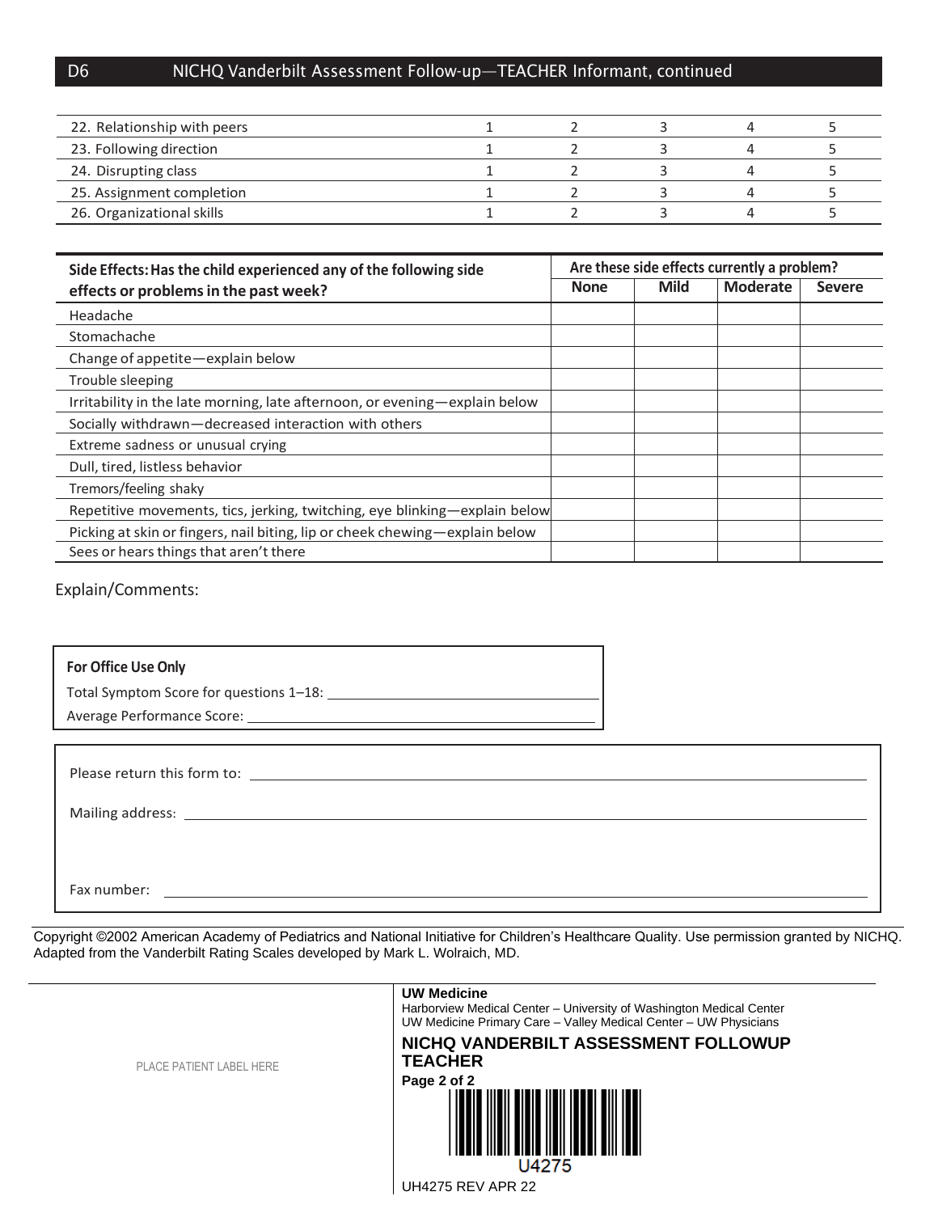## D6 NICHQ Vanderbilt Assessment Follow-up—TEACHER Informant, continued

| | | | | | |
|---|---|---|---|---|---|
| 22. Relationship with peers | 1 | 2 | 3 | 4 | 5 |
| 23. Following direction | 1 | 2 | 3 | 4 | 5 |
| 24. Disrupting class | 1 | 2 | 3 | 4 | 5 |
| 25. Assignment completion | 1 | 2 | 3 | 4 | 5 |
| 26. Organizational skills | 1 | 2 | 3 | 4 | 5 |

| **Side Effects: Has the child experienced any of the following side effects or problems in the past week?** | **Are these side effects currently a problem?** | | | |
|---|---|---|---|---|
| | **None** | **Mild** | **Moderate** | **Severe** |
| Headache | | | | |
| Stomachache | | | | |
| Change of appetite—explain below | | | | |
| Trouble sleeping | | | | |
| Irritability in the late morning, late afternoon, or evening—explain below | | | | |
| Socially withdrawn—decreased interaction with others | | | | |
| Extreme sadness or unusual crying | | | | |
| Dull, tired, listless behavior | | | | |
| Tremors/feeling shaky | | | | |
| Repetitive movements, tics, jerking, twitching, eye blinking—explain below | | | | |
| Picking at skin or fingers, nail biting, lip or cheek chewing—explain below | | | | |
| Sees or hears things that aren't there | | | | |

Explain/Comments:

**For Office Use Only**

Total Symptom Score for questions 1–18: ____________________

Average Performance Score: ____________________

Please return this form to: ____________________

Mailing address: ____________________

Fax number: ____________________

Copyright ©2002 American Academy of Pediatrics and National Initiative for Children's Healthcare Quality. Use permission granted by NICHQ. Adapted from the Vanderbilt Rating Scales developed by Mark L. Wolraich, MD.

PLACE PATIENT LABEL HERE

**UW Medicine**
Harborview Medical Center – University of Washington Medical Center
UW Medicine Primary Care – Valley Medical Center – UW Physicians

**NICHQ VANDERBILT ASSESSMENT FOLLOWUP TEACHER**

U4275

UH4275 REV APR 22